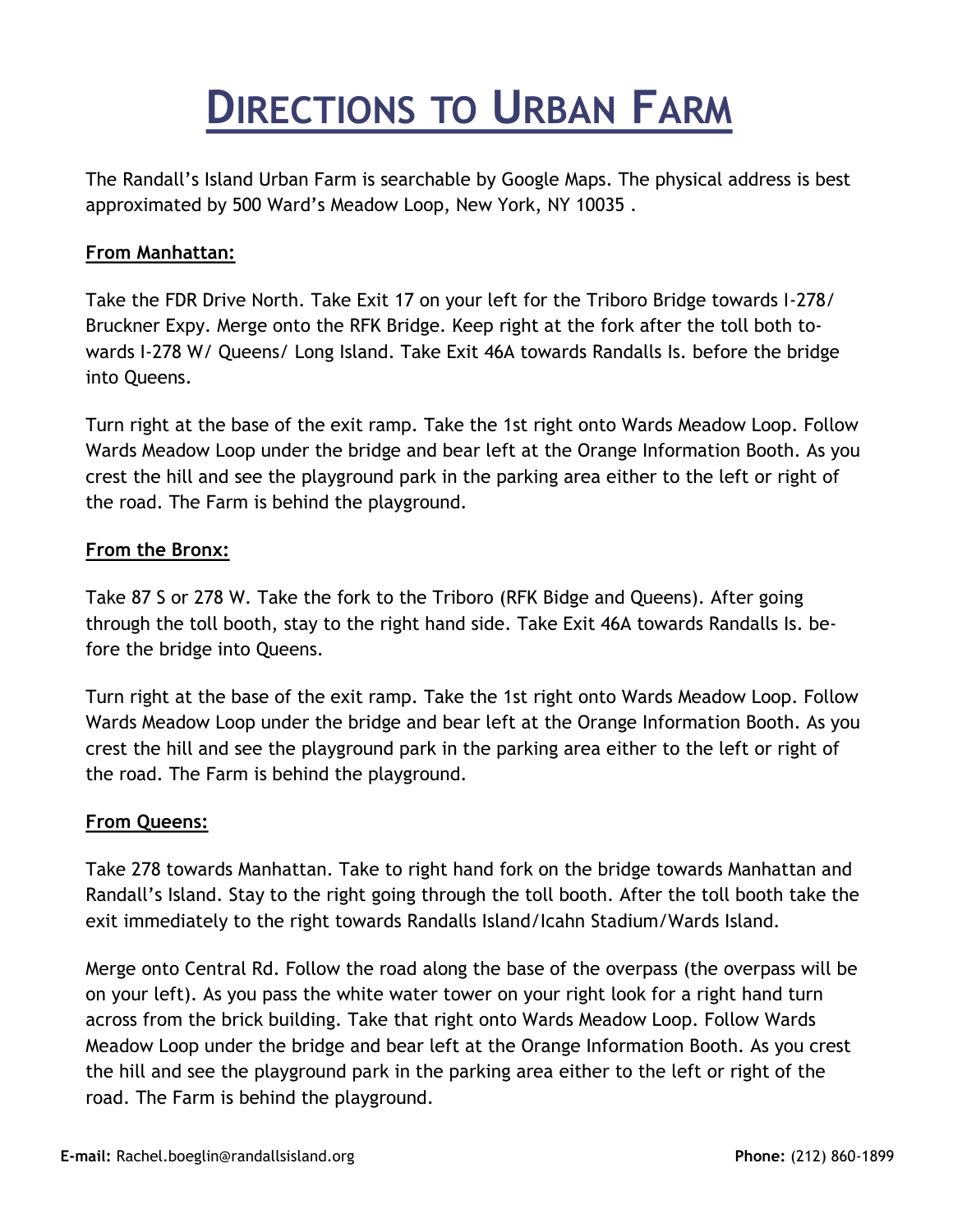# DIRECTIONS TO URBAN FARM

The Randall's Island Urban Farm is searchable by Google Maps. The physical address is best approximated by 500 Ward's Meadow Loop, New York, NY 10035 .

**From Manhattan:**

Take the FDR Drive North. Take Exit 17 on your left for the Triboro Bridge towards I-278/ Bruckner Expy. Merge onto the RFK Bridge. Keep right at the fork after the toll both towards I-278 W/ Queens/ Long Island. Take Exit 46A towards Randalls Is. before the bridge into Queens.

Turn right at the base of the exit ramp. Take the 1st right onto Wards Meadow Loop. Follow Wards Meadow Loop under the bridge and bear left at the Orange Information Booth. As you crest the hill and see the playground park in the parking area either to the left or right of the road. The Farm is behind the playground.

**From the Bronx:**

Take 87 S or 278 W. Take the fork to the Triboro (RFK Bidge and Queens). After going through the toll booth, stay to the right hand side. Take Exit 46A towards Randalls Is. before the bridge into Queens.

Turn right at the base of the exit ramp. Take the 1st right onto Wards Meadow Loop. Follow Wards Meadow Loop under the bridge and bear left at the Orange Information Booth. As you crest the hill and see the playground park in the parking area either to the left or right of the road. The Farm is behind the playground.

**From Queens:**

Take 278 towards Manhattan. Take to right hand fork on the bridge towards Manhattan and Randall's Island. Stay to the right going through the toll booth. After the toll booth take the exit immediately to the right towards Randalls Island/Icahn Stadium/Wards Island.

Merge onto Central Rd. Follow the road along the base of the overpass (the overpass will be on your left). As you pass the white water tower on your right look for a right hand turn across from the brick building. Take that right onto Wards Meadow Loop. Follow Wards Meadow Loop under the bridge and bear left at the Orange Information Booth. As you crest the hill and see the playground park in the parking area either to the left or right of the road. The Farm is behind the playground.

**E-mail:** Rachel.boeglin@randallsisland.org **Phone:** (212) 860-1899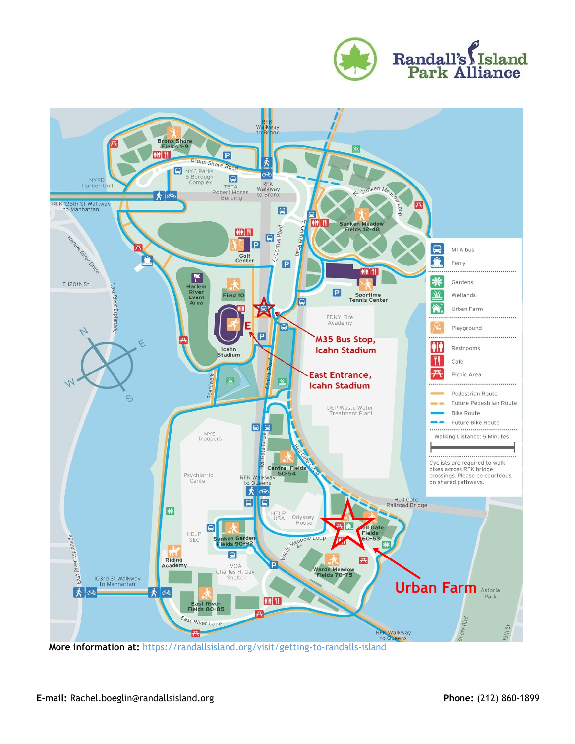Randall's Island Park Alliance

M35 Bus Stop, Icahn Stadium

East Entrance, Icahn Stadium

Urban Farm

MTA bus
Ferry
Gardens
Wetlands
Urban Farm
Playground
Restrooms
Cafe
Picnic Area
Pedestrian Route
Future Pedestrian Route
Bike Route
Future Bike Route

Walking Distance: 5 Minutes

Cyclists are required to walk bikes across RFK bridge crossings. Please be courteous on shared pathways.

**More information at:** https://randallsisland.org/visit/getting-to-randalls-island

**E-mail:** Rachel.boeglin@randallsisland.org

**Phone:** (212) 860-1899